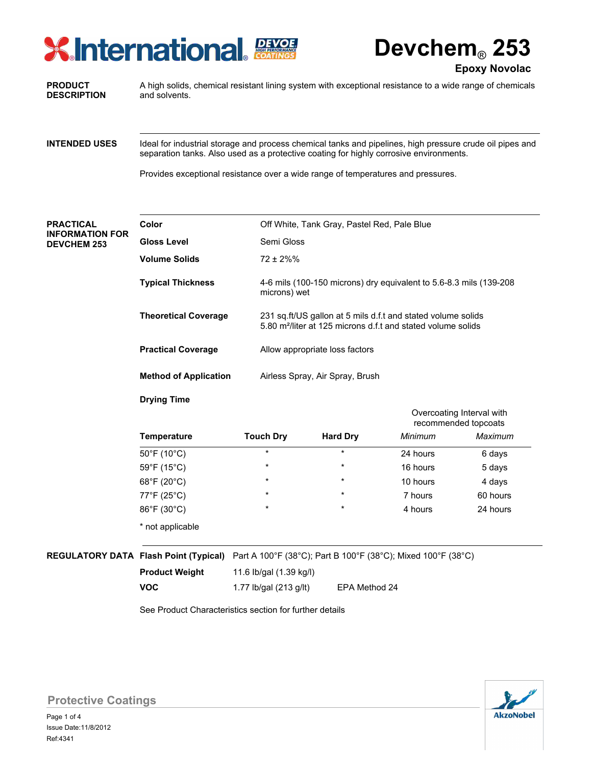# Devchem® 253

## Epoxy Novolac

**PRODUCT DESCRIPTION**

A high solids, chemical resistant lining system with exceptional resistance to a wide range of chemicals and solvents.

**INTENDED USES**

Ideal for industrial storage and process chemical tanks and pipelines, high pressure crude oil pipes and separation tanks. Also used as a protective coating for highly corrosive environments.

Provides exceptional resistance over a wide range of temperatures and pressures.

**PRACTICAL INFORMATION FOR DEVCHEM 253**

**Color** Off White, Tank Gray, Pastel Red, Pale Blue

**Gloss Level** Semi Gloss

**Volume Solids** 72 ± 2%%

**Typical Thickness** 4-6 mils (100-150 microns) dry equivalent to 5.6-8.3 mils (139-208 microns) wet

**Theoretical Coverage** 231 sq.ft/US gallon at 5 mils d.f.t and stated volume solids
5.80 m²/liter at 125 microns d.f.t and stated volume solids

**Practical Coverage** Allow appropriate loss factors

**Method of Application** Airless Spray, Air Spray, Brush

**Drying Time**

| Temperature | Touch Dry | Hard Dry | Overcoating Interval with recommended topcoats | |
|---|---|---|---|---|
| | | | *Minimum* | *Maximum* |
| 50°F (10°C) | * | * | 24 hours | 6 days |
| 59°F (15°C) | * | * | 16 hours | 5 days |
| 68°F (20°C) | * | * | 10 hours | 4 days |
| 77°F (25°C) | * | * | 7 hours | 60 hours |
| 86°F (30°C) | * | * | 4 hours | 24 hours |

* not applicable

**REGULATORY DATA**

**Flash Point (Typical)** Part A 100°F (38°C); Part B 100°F (38°C); Mixed 100°F (38°C)

**Product Weight** 11.6 lb/gal (1.39 kg/l)

**VOC** 1.77 lb/gal (213 g/lt) EPA Method 24

See Product Characteristics section for further details

Protective Coatings

Issue Date:11/8/2012

Ref:4341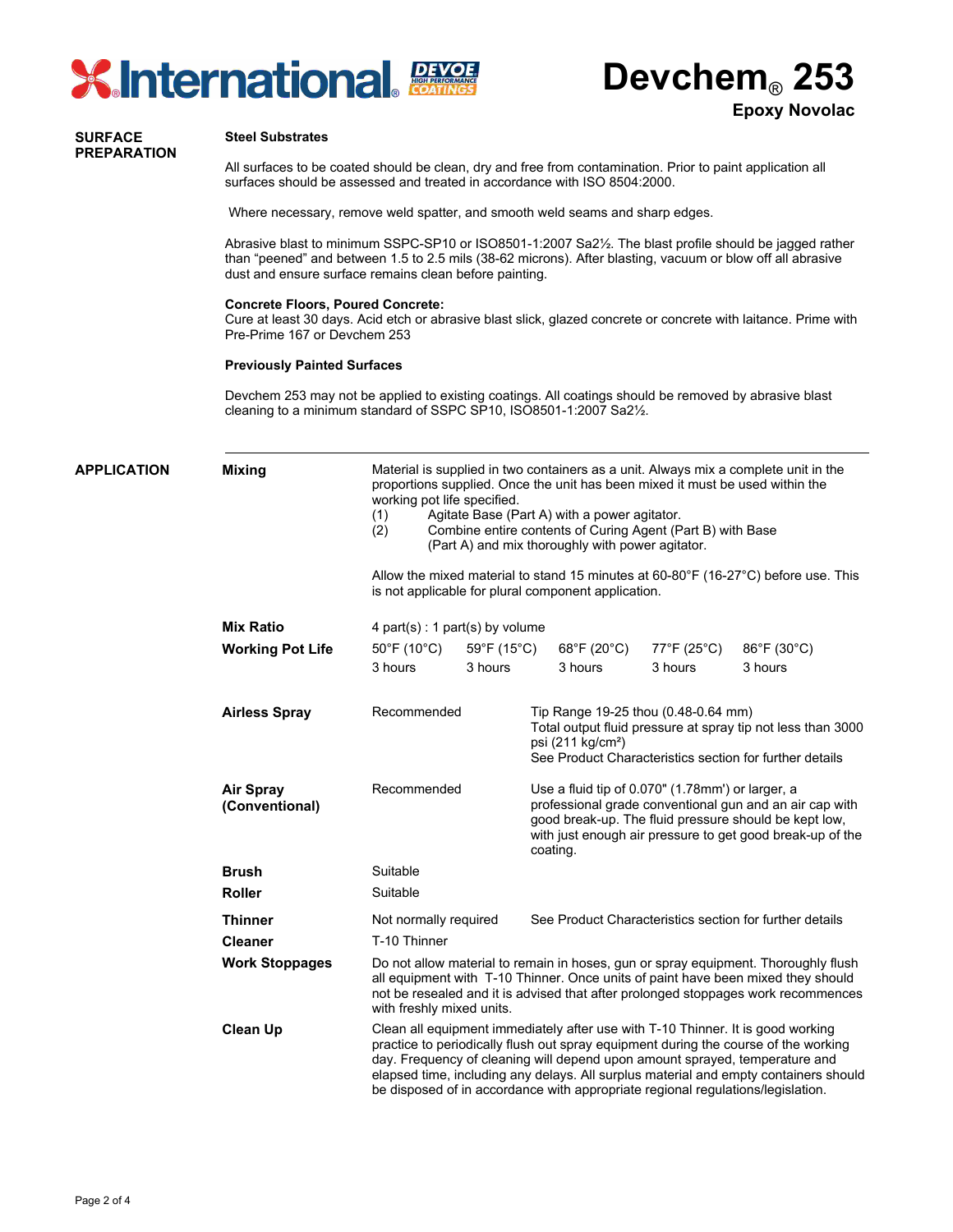# Devchem® 253

**Epoxy Novolac**

## SURFACE PREPARATION

**Steel Substrates**

All surfaces to be coated should be clean, dry and free from contamination. Prior to paint application all surfaces should be assessed and treated in accordance with ISO 8504:2000.

Where necessary, remove weld spatter, and smooth weld seams and sharp edges.

Abrasive blast to minimum SSPC-SP10 or ISO8501-1:2007 Sa2½. The blast profile should be jagged rather than "peened" and between 1.5 to 2.5 mils (38-62 microns). After blasting, vacuum or blow off all abrasive dust and ensure surface remains clean before painting.

**Concrete Floors, Poured Concrete:**
Cure at least 30 days. Acid etch or abrasive blast slick, glazed concrete or concrete with laitance. Prime with Pre-Prime 167 or Devchem 253

**Previously Painted Surfaces**

Devchem 253 may not be applied to existing coatings. All coatings should be removed by abrasive blast cleaning to a minimum standard of SSPC SP10, ISO8501-1:2007 Sa2½.

## APPLICATION

**Mixing**

Material is supplied in two containers as a unit. Always mix a complete unit in the proportions supplied. Once the unit has been mixed it must be used within the working pot life specified.

(1) Agitate Base (Part A) with a power agitator.
(2) Combine entire contents of Curing Agent (Part B) with Base (Part A) and mix thoroughly with power agitator.

Allow the mixed material to stand 15 minutes at 60-80°F (16-27°C) before use. This is not applicable for plural component application.

**Mix Ratio**

4 part(s) : 1 part(s) by volume

**Working Pot Life**

| 50°F (10°C) | 59°F (15°C) | 68°F (20°C) | 77°F (25°C) | 86°F (30°C) |
|---|---|---|---|---|
| 3 hours | 3 hours | 3 hours | 3 hours | 3 hours |

**Airless Spray**

Recommended

Tip Range 19-25 thou (0.48-0.64 mm)
Total output fluid pressure at spray tip not less than 3000 psi (211 kg/cm²)
See Product Characteristics section for further details

**Air Spray (Conventional)**

Recommended

Use a fluid tip of 0.070" (1.78mm') or larger, a professional grade conventional gun and an air cap with good break-up. The fluid pressure should be kept low, with just enough air pressure to get good break-up of the coating.

**Brush**

Suitable

**Roller**

Suitable

**Thinner**

Not normally required — See Product Characteristics section for further details

**Cleaner**

T-10 Thinner

**Work Stoppages**

Do not allow material to remain in hoses, gun or spray equipment. Thoroughly flush all equipment with T-10 Thinner. Once units of paint have been mixed they should not be resealed and it is advised that after prolonged stoppages work recommences with freshly mixed units.

**Clean Up**

Clean all equipment immediately after use with T-10 Thinner. It is good working practice to periodically flush out spray equipment during the course of the working day. Frequency of cleaning will depend upon amount sprayed, temperature and elapsed time, including any delays. All surplus material and empty containers should be disposed of in accordance with appropriate regional regulations/legislation.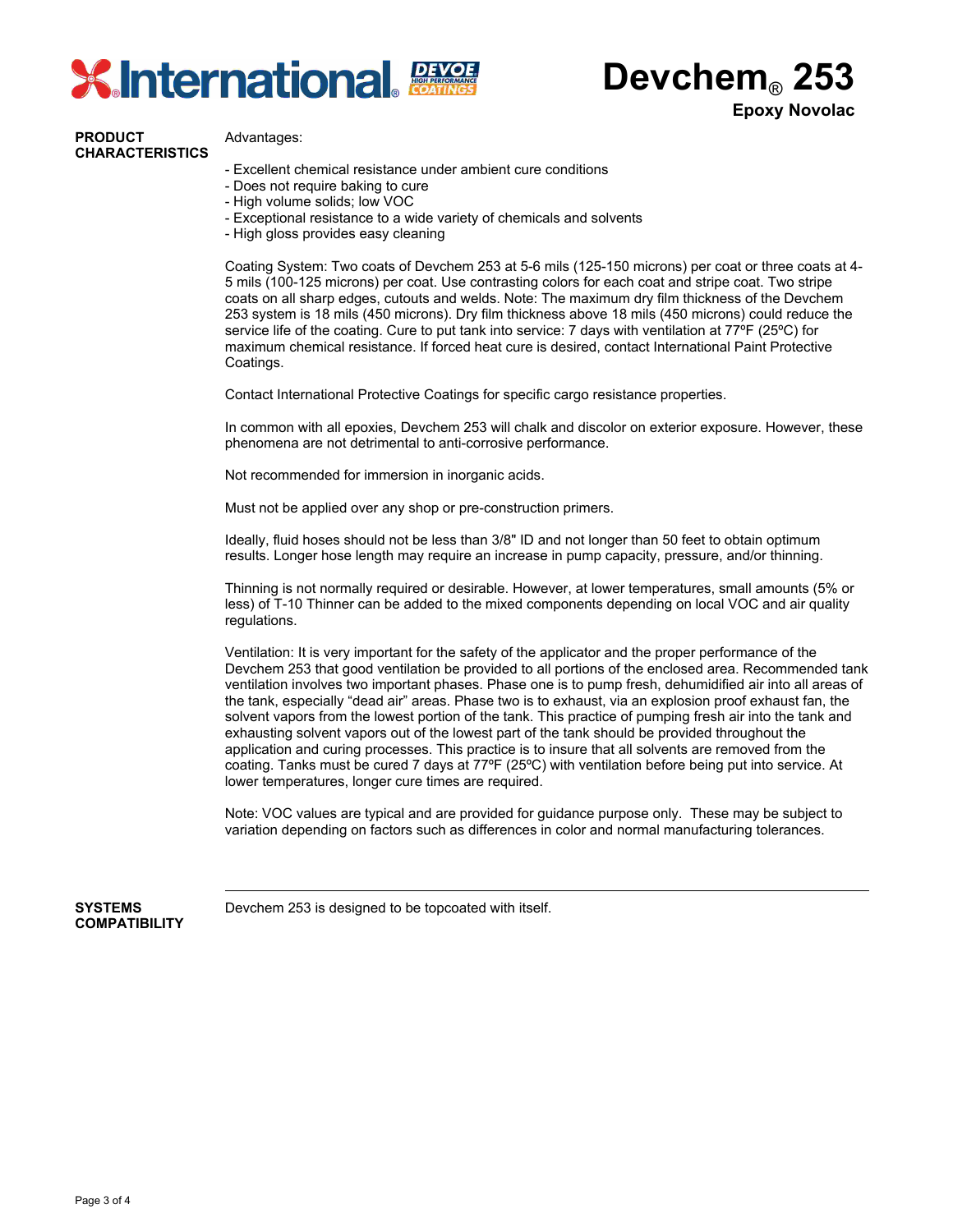# Devchem® 253

**Epoxy Novolac**

## PRODUCT CHARACTERISTICS

Advantages:

- Excellent chemical resistance under ambient cure conditions
- Does not require baking to cure
- High volume solids; low VOC
- Exceptional resistance to a wide variety of chemicals and solvents
- High gloss provides easy cleaning

Coating System: Two coats of Devchem 253 at 5-6 mils (125-150 microns) per coat or three coats at 4-5 mils (100-125 microns) per coat. Use contrasting colors for each coat and stripe coat. Two stripe coats on all sharp edges, cutouts and welds. Note: The maximum dry film thickness of the Devchem 253 system is 18 mils (450 microns). Dry film thickness above 18 mils (450 microns) could reduce the service life of the coating. Cure to put tank into service: 7 days with ventilation at 77ºF (25ºC) for maximum chemical resistance. If forced heat cure is desired, contact International Paint Protective Coatings.

Contact International Protective Coatings for specific cargo resistance properties.

In common with all epoxies, Devchem 253 will chalk and discolor on exterior exposure. However, these phenomena are not detrimental to anti-corrosive performance.

Not recommended for immersion in inorganic acids.

Must not be applied over any shop or pre-construction primers.

Ideally, fluid hoses should not be less than 3/8" ID and not longer than 50 feet to obtain optimum results. Longer hose length may require an increase in pump capacity, pressure, and/or thinning.

Thinning is not normally required or desirable. However, at lower temperatures, small amounts (5% or less) of T-10 Thinner can be added to the mixed components depending on local VOC and air quality regulations.

Ventilation: It is very important for the safety of the applicator and the proper performance of the Devchem 253 that good ventilation be provided to all portions of the enclosed area. Recommended tank ventilation involves two important phases. Phase one is to pump fresh, dehumidified air into all areas of the tank, especially "dead air" areas. Phase two is to exhaust, via an explosion proof exhaust fan, the solvent vapors from the lowest portion of the tank. This practice of pumping fresh air into the tank and exhausting solvent vapors out of the lowest part of the tank should be provided throughout the application and curing processes. This practice is to insure that all solvents are removed from the coating. Tanks must be cured 7 days at 77ºF (25ºC) with ventilation before being put into service. At lower temperatures, longer cure times are required.

Note: VOC values are typical and are provided for guidance purpose only. These may be subject to variation depending on factors such as differences in color and normal manufacturing tolerances.

## SYSTEMS COMPATIBILITY

Devchem 253 is designed to be topcoated with itself.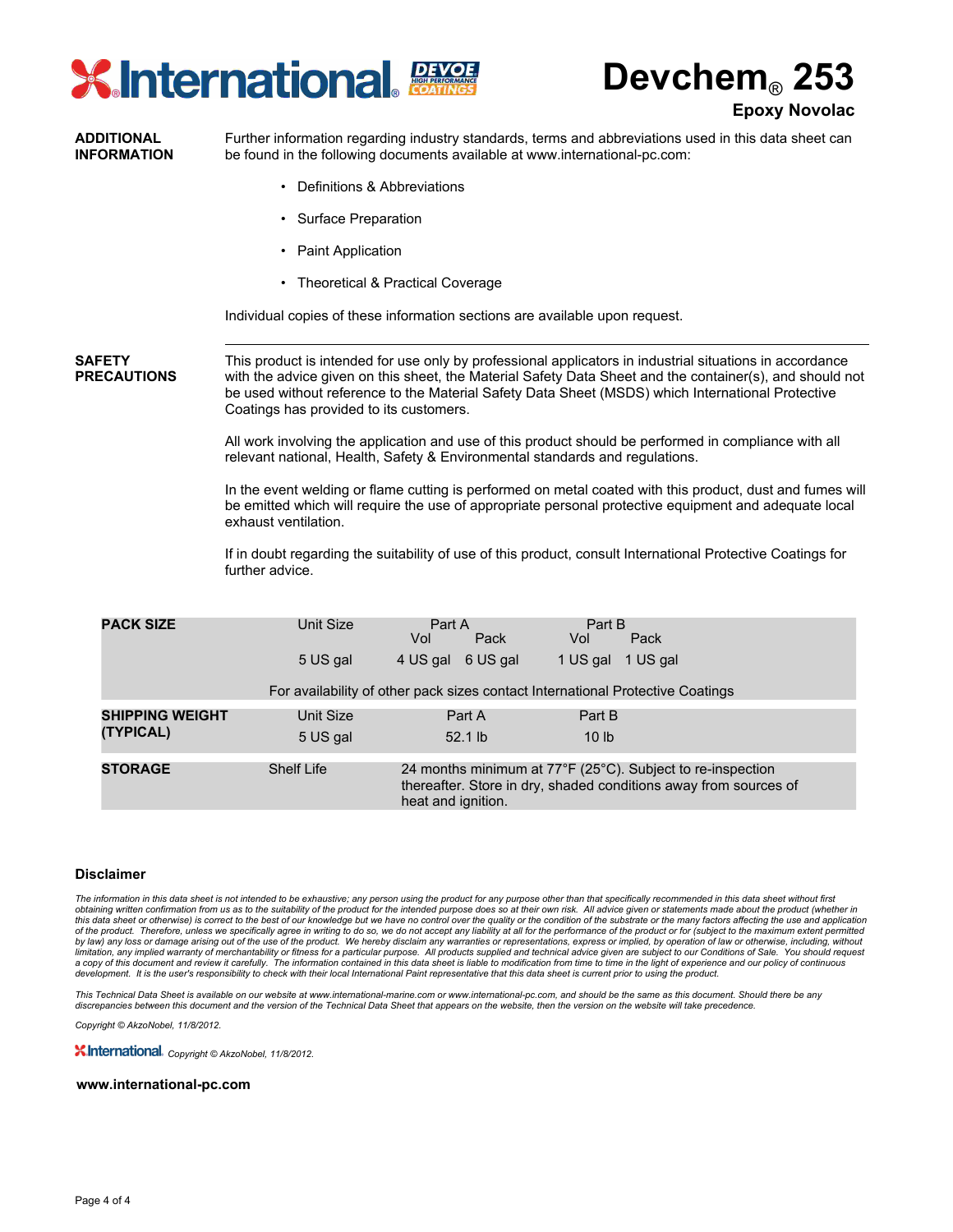# Devchem® 253

**Epoxy Novolac**

## ADDITIONAL INFORMATION

Further information regarding industry standards, terms and abbreviations used in this data sheet can be found in the following documents available at www.international-pc.com:

- Definitions & Abbreviations
- Surface Preparation
- Paint Application
- Theoretical & Practical Coverage

Individual copies of these information sections are available upon request.

## SAFETY PRECAUTIONS

This product is intended for use only by professional applicators in industrial situations in accordance with the advice given on this sheet, the Material Safety Data Sheet and the container(s), and should not be used without reference to the Material Safety Data Sheet (MSDS) which International Protective Coatings has provided to its customers.

All work involving the application and use of this product should be performed in compliance with all relevant national, Health, Safety & Environmental standards and regulations.

In the event welding or flame cutting is performed on metal coated with this product, dust and fumes will be emitted which will require the use of appropriate personal protective equipment and adequate local exhaust ventilation.

If in doubt regarding the suitability of use of this product, consult International Protective Coatings for further advice.

## PACK SIZE

| Unit Size | Part A Vol | Part A Pack | Part B Vol | Part B Pack |
|---|---|---|---|---|
| 5 US gal | 4 US gal | 6 US gal | 1 US gal | 1 US gal |

For availability of other pack sizes contact International Protective Coatings

## SHIPPING WEIGHT (TYPICAL)

| Unit Size | Part A | Part B |
|---|---|---|
| 5 US gal | 52.1 lb | 10 lb |

## STORAGE

| | |
|---|---|
| Shelf Life | 24 months minimum at 77°F (25°C). Subject to re-inspection thereafter. Store in dry, shaded conditions away from sources of heat and ignition. |

### Disclaimer

*The information in this data sheet is not intended to be exhaustive; any person using the product for any purpose other than that specifically recommended in this data sheet without first obtaining written confirmation from us as to the suitability of the product for the intended purpose does so at their own risk. All advice given or statements made about the product (whether in this data sheet or otherwise) is correct to the best of our knowledge but we have no control over the quality or the condition of the substrate or the many factors affecting the use and application of the product. Therefore, unless we specifically agree in writing to do so, we do not accept any liability at all for the performance of the product or for (subject to the maximum extent permitted by law) any loss or damage arising out of the use of the product. We hereby disclaim any warranties or representations, express or implied, by operation of law or otherwise, including, without limitation, any implied warranty of merchantability or fitness for a particular purpose. All products supplied and technical advice given are subject to our Conditions of Sale. You should request a copy of this document and review it carefully. The information contained in this data sheet is liable to modification from time to time in the light of experience and our policy of continuous development. It is the user's responsibility to check with their local International Paint representative that this data sheet is current prior to using the product.*

*This Technical Data Sheet is available on our website at www.international-marine.com or www.international-pc.com, and should be the same as this document. Should there be any discrepancies between this document and the version of the Technical Data Sheet that appears on the website, then the version on the website will take precedence.*

*Copyright © AkzoNobel, 11/8/2012.*

*Copyright © AkzoNobel, 11/8/2012.*

**www.international-pc.com**